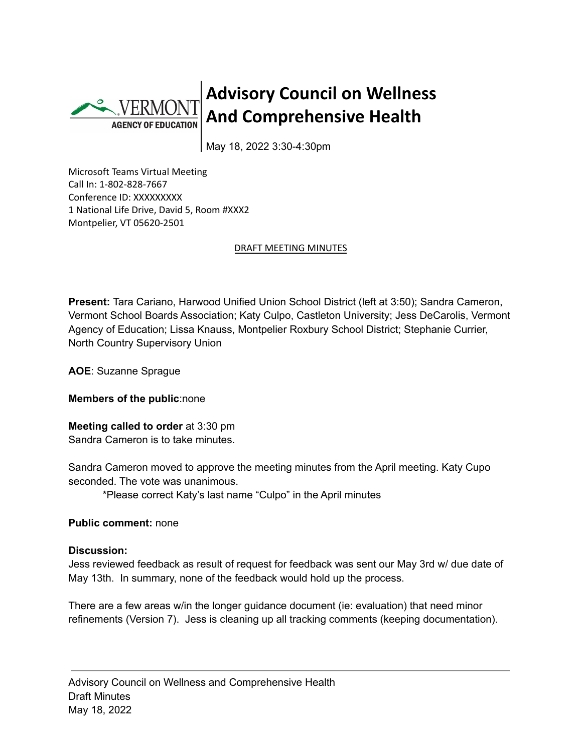# Advisory Council on Wellness And Comprehensive Health

May 18, 2022 3:30-4:30pm

Microsoft Teams Virtual Meeting
Call In: 1-802-828-7667
Conference ID: XXXXXXXXX
1 National Life Drive, David 5, Room #XXX2
Montpelier, VT 05620-2501

DRAFT MEETING MINUTES

**Present:** Tara Cariano, Harwood Unified Union School District (left at 3:50); Sandra Cameron, Vermont School Boards Association; Katy Culpo, Castleton University; Jess DeCarolis, Vermont Agency of Education; Lissa Knauss, Montpelier Roxbury School District; Stephanie Currier, North Country Supervisory Union

**AOE**: Suzanne Sprague

**Members of the public**:none

**Meeting called to order** at 3:30 pm
Sandra Cameron is to take minutes.

Sandra Cameron moved to approve the meeting minutes from the April meeting. Katy Cupo seconded. The vote was unanimous.

*Please correct Katy's last name "Culpo" in the April minutes

**Public comment:** none

**Discussion:**
Jess reviewed feedback as result of request for feedback was sent our May 3rd w/ due date of May 13th. In summary, none of the feedback would hold up the process.

There are a few areas w/in the longer guidance document (ie: evaluation) that need minor refinements (Version 7). Jess is cleaning up all tracking comments (keeping documentation).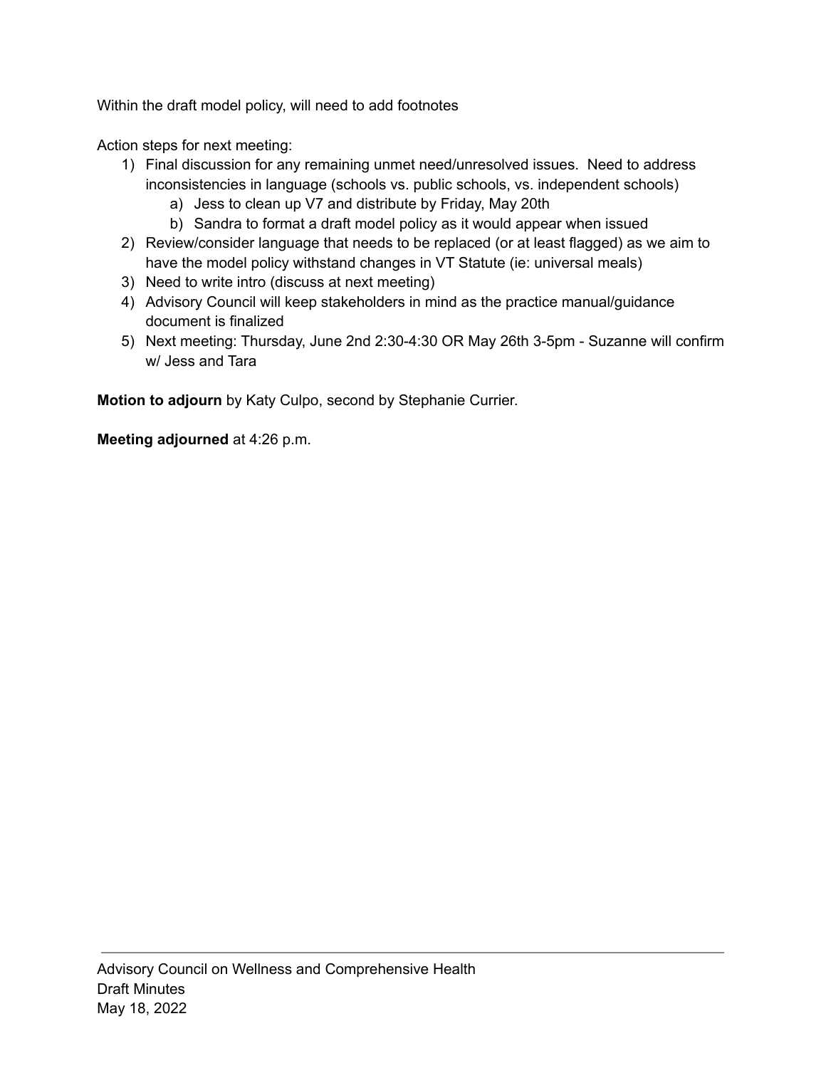Within the draft model policy, will need to add footnotes

Action steps for next meeting:

1) Final discussion for any remaining unmet need/unresolved issues.  Need to address inconsistencies in language (schools vs. public schools, vs. independent schools)
    a) Jess to clean up V7 and distribute by Friday, May 20th
    b) Sandra to format a draft model policy as it would appear when issued
2) Review/consider language that needs to be replaced (or at least flagged) as we aim to have the model policy withstand changes in VT Statute (ie: universal meals)
3) Need to write intro (discuss at next meeting)
4) Advisory Council will keep stakeholders in mind as the practice manual/guidance document is finalized
5) Next meeting: Thursday, June 2nd 2:30-4:30 OR May 26th 3-5pm - Suzanne will confirm w/ Jess and Tara

**Motion to adjourn** by Katy Culpo, second by Stephanie Currier.

**Meeting adjourned** at 4:26 p.m.